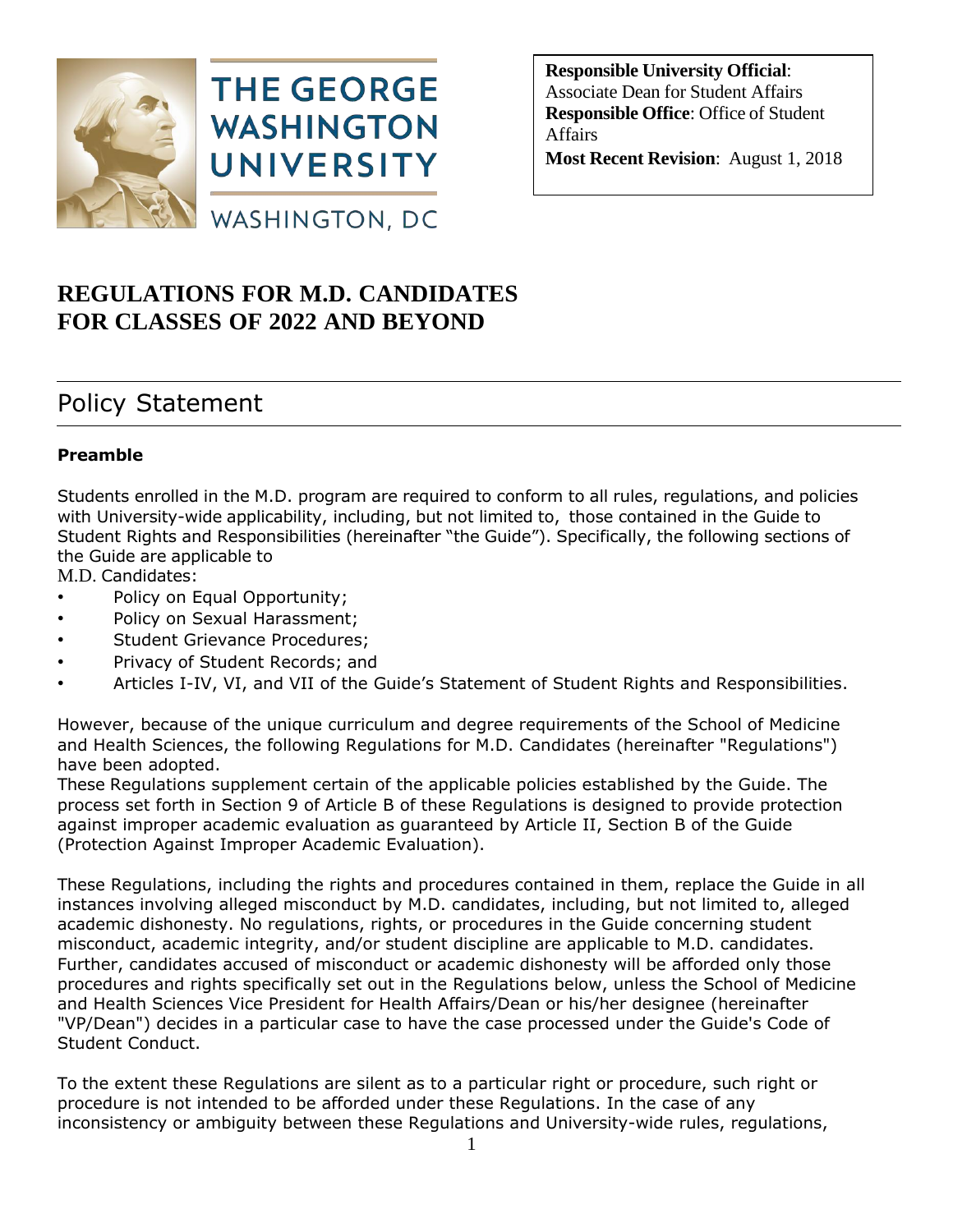THE GEORGE WASHINGTON UNIVERSITY

WASHINGTON, DC

**Responsible University Official**: Associate Dean for Student Affairs
**Responsible Office**: Office of Student Affairs
**Most Recent Revision**: August 1, 2018

# REGULATIONS FOR M.D. CANDIDATES FOR CLASSES OF 2022 AND BEYOND

## Policy Statement

**Preamble**

Students enrolled in the M.D. program are required to conform to all rules, regulations, and policies with University-wide applicability, including, but not limited to, those contained in the Guide to Student Rights and Responsibilities (hereinafter "the Guide"). Specifically, the following sections of the Guide are applicable to M.D. Candidates:

- Policy on Equal Opportunity;
- Policy on Sexual Harassment;
- Student Grievance Procedures;
- Privacy of Student Records; and
- Articles I-IV, VI, and VII of the Guide's Statement of Student Rights and Responsibilities.

However, because of the unique curriculum and degree requirements of the School of Medicine and Health Sciences, the following Regulations for M.D. Candidates (hereinafter "Regulations") have been adopted.
These Regulations supplement certain of the applicable policies established by the Guide. The process set forth in Section 9 of Article B of these Regulations is designed to provide protection against improper academic evaluation as guaranteed by Article II, Section B of the Guide (Protection Against Improper Academic Evaluation).

These Regulations, including the rights and procedures contained in them, replace the Guide in all instances involving alleged misconduct by M.D. candidates, including, but not limited to, alleged academic dishonesty. No regulations, rights, or procedures in the Guide concerning student misconduct, academic integrity, and/or student discipline are applicable to M.D. candidates. Further, candidates accused of misconduct or academic dishonesty will be afforded only those procedures and rights specifically set out in the Regulations below, unless the School of Medicine and Health Sciences Vice President for Health Affairs/Dean or his/her designee (hereinafter "VP/Dean") decides in a particular case to have the case processed under the Guide's Code of Student Conduct.

To the extent these Regulations are silent as to a particular right or procedure, such right or procedure is not intended to be afforded under these Regulations. In the case of any inconsistency or ambiguity between these Regulations and University-wide rules, regulations,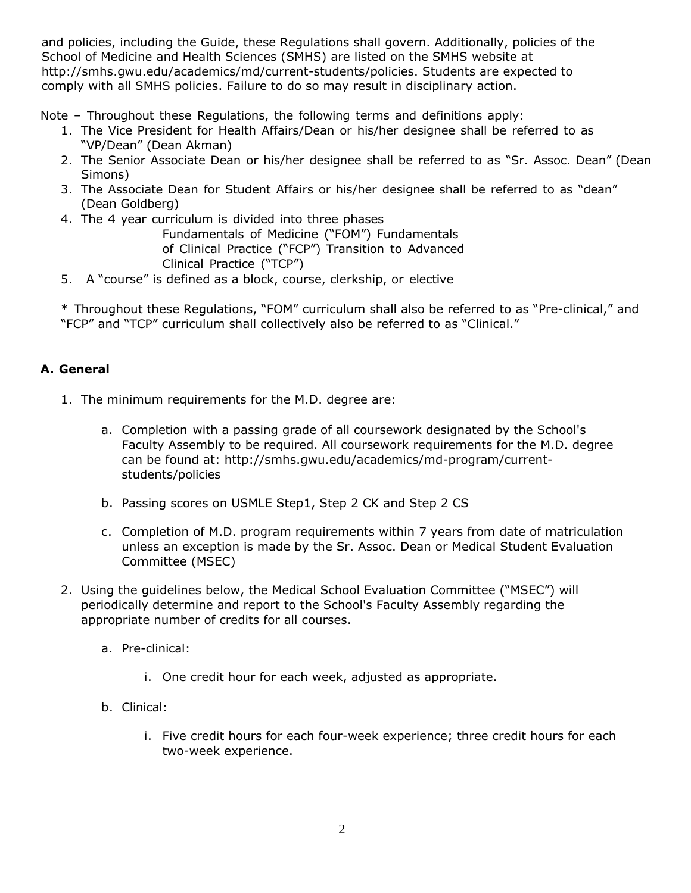and policies, including the Guide, these Regulations shall govern. Additionally, policies of the School of Medicine and Health Sciences (SMHS) are listed on the SMHS website at http://smhs.gwu.edu/academics/md/current-students/policies. Students are expected to comply with all SMHS policies. Failure to do so may result in disciplinary action.

Note – Throughout these Regulations, the following terms and definitions apply:

1. The Vice President for Health Affairs/Dean or his/her designee shall be referred to as "VP/Dean" (Dean Akman)
2. The Senior Associate Dean or his/her designee shall be referred to as "Sr. Assoc. Dean" (Dean Simons)
3. The Associate Dean for Student Affairs or his/her designee shall be referred to as "dean" (Dean Goldberg)
4. The 4 year curriculum is divided into three phases
   Fundamentals of Medicine ("FOM") Fundamentals of Clinical Practice ("FCP") Transition to Advanced Clinical Practice ("TCP")
5. A "course" is defined as a block, course, clerkship, or elective

\* Throughout these Regulations, "FOM" curriculum shall also be referred to as "Pre-clinical," and "FCP" and "TCP" curriculum shall collectively also be referred to as "Clinical."

## A. General

1. The minimum requirements for the M.D. degree are:

   a. Completion with a passing grade of all coursework designated by the School's Faculty Assembly to be required. All coursework requirements for the M.D. degree can be found at: http://smhs.gwu.edu/academics/md-program/current-students/policies

   b. Passing scores on USMLE Step1, Step 2 CK and Step 2 CS

   c. Completion of M.D. program requirements within 7 years from date of matriculation unless an exception is made by the Sr. Assoc. Dean or Medical Student Evaluation Committee (MSEC)

2. Using the guidelines below, the Medical School Evaluation Committee ("MSEC") will periodically determine and report to the School's Faculty Assembly regarding the appropriate number of credits for all courses.

   a. Pre-clinical:

      i. One credit hour for each week, adjusted as appropriate.

   b. Clinical:

      i. Five credit hours for each four-week experience; three credit hours for each two-week experience.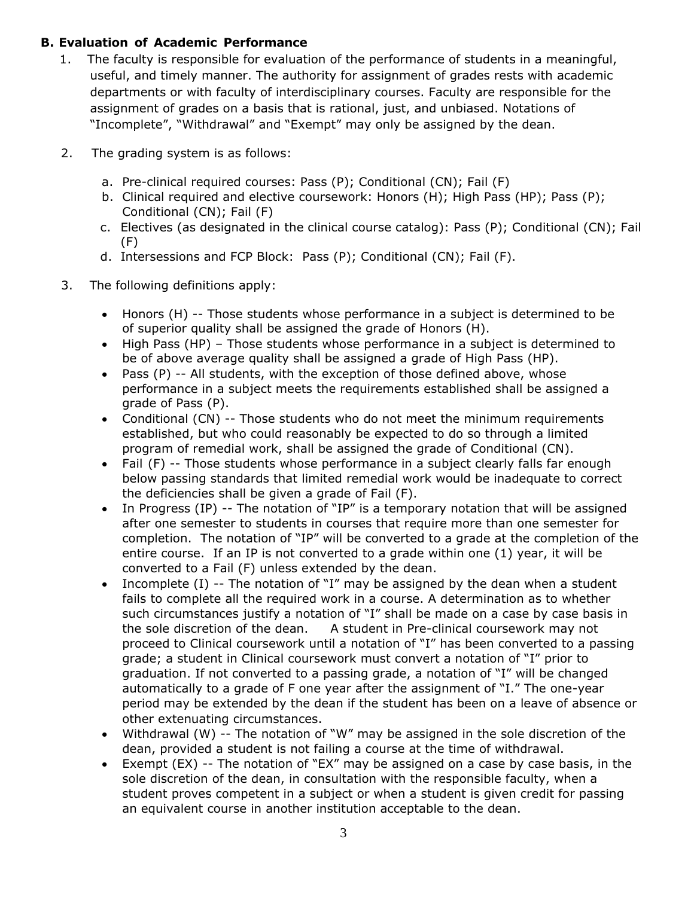**B. Evaluation of Academic Performance**

1. The faculty is responsible for evaluation of the performance of students in a meaningful, useful, and timely manner. The authority for assignment of grades rests with academic departments or with faculty of interdisciplinary courses. Faculty are responsible for the assignment of grades on a basis that is rational, just, and unbiased. Notations of "Incomplete", "Withdrawal" and "Exempt" may only be assigned by the dean.

2. The grading system is as follows:

   a. Pre-clinical required courses: Pass (P); Conditional (CN); Fail (F)
   b. Clinical required and elective coursework: Honors (H); High Pass (HP); Pass (P); Conditional (CN); Fail (F)
   c. Electives (as designated in the clinical course catalog): Pass (P); Conditional (CN); Fail (F)
   d. Intersessions and FCP Block: Pass (P); Conditional (CN); Fail (F).

3. The following definitions apply:

   - Honors (H) -- Those students whose performance in a subject is determined to be of superior quality shall be assigned the grade of Honors (H).
   - High Pass (HP) – Those students whose performance in a subject is determined to be of above average quality shall be assigned a grade of High Pass (HP).
   - Pass (P) -- All students, with the exception of those defined above, whose performance in a subject meets the requirements established shall be assigned a grade of Pass (P).
   - Conditional (CN) -- Those students who do not meet the minimum requirements established, but who could reasonably be expected to do so through a limited program of remedial work, shall be assigned the grade of Conditional (CN).
   - Fail (F) -- Those students whose performance in a subject clearly falls far enough below passing standards that limited remedial work would be inadequate to correct the deficiencies shall be given a grade of Fail (F).
   - In Progress (IP) -- The notation of "IP" is a temporary notation that will be assigned after one semester to students in courses that require more than one semester for completion. The notation of "IP" will be converted to a grade at the completion of the entire course. If an IP is not converted to a grade within one (1) year, it will be converted to a Fail (F) unless extended by the dean.
   - Incomplete (I) -- The notation of "I" may be assigned by the dean when a student fails to complete all the required work in a course. A determination as to whether such circumstances justify a notation of "I" shall be made on a case by case basis in the sole discretion of the dean. A student in Pre-clinical coursework may not proceed to Clinical coursework until a notation of "I" has been converted to a passing grade; a student in Clinical coursework must convert a notation of "I" prior to graduation. If not converted to a passing grade, a notation of "I" will be changed automatically to a grade of F one year after the assignment of "I." The one-year period may be extended by the dean if the student has been on a leave of absence or other extenuating circumstances.
   - Withdrawal (W) -- The notation of "W" may be assigned in the sole discretion of the dean, provided a student is not failing a course at the time of withdrawal.
   - Exempt (EX) -- The notation of "EX" may be assigned on a case by case basis, in the sole discretion of the dean, in consultation with the responsible faculty, when a student proves competent in a subject or when a student is given credit for passing an equivalent course in another institution acceptable to the dean.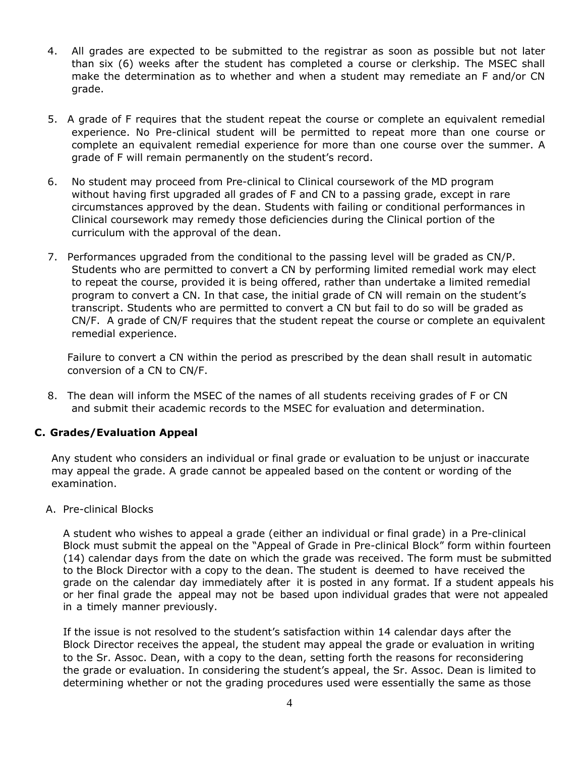4. All grades are expected to be submitted to the registrar as soon as possible but not later than six (6) weeks after the student has completed a course or clerkship. The MSEC shall make the determination as to whether and when a student may remediate an F and/or CN grade.

5. A grade of F requires that the student repeat the course or complete an equivalent remedial experience. No Pre-clinical student will be permitted to repeat more than one course or complete an equivalent remedial experience for more than one course over the summer. A grade of F will remain permanently on the student's record.

6. No student may proceed from Pre-clinical to Clinical coursework of the MD program without having first upgraded all grades of F and CN to a passing grade, except in rare circumstances approved by the dean. Students with failing or conditional performances in Clinical coursework may remedy those deficiencies during the Clinical portion of the curriculum with the approval of the dean.

7. Performances upgraded from the conditional to the passing level will be graded as CN/P. Students who are permitted to convert a CN by performing limited remedial work may elect to repeat the course, provided it is being offered, rather than undertake a limited remedial program to convert a CN. In that case, the initial grade of CN will remain on the student's transcript. Students who are permitted to convert a CN but fail to do so will be graded as CN/F. A grade of CN/F requires that the student repeat the course or complete an equivalent remedial experience.

   Failure to convert a CN within the period as prescribed by the dean shall result in automatic conversion of a CN to CN/F.

8. The dean will inform the MSEC of the names of all students receiving grades of F or CN and submit their academic records to the MSEC for evaluation and determination.

### C. Grades/Evaluation Appeal

Any student who considers an individual or final grade or evaluation to be unjust or inaccurate may appeal the grade. A grade cannot be appealed based on the content or wording of the examination.

A. Pre-clinical Blocks

A student who wishes to appeal a grade (either an individual or final grade) in a Pre-clinical Block must submit the appeal on the "Appeal of Grade in Pre-clinical Block" form within fourteen (14) calendar days from the date on which the grade was received. The form must be submitted to the Block Director with a copy to the dean. The student is deemed to have received the grade on the calendar day immediately after it is posted in any format. If a student appeals his or her final grade the appeal may not be based upon individual grades that were not appealed in a timely manner previously.

If the issue is not resolved to the student's satisfaction within 14 calendar days after the Block Director receives the appeal, the student may appeal the grade or evaluation in writing to the Sr. Assoc. Dean, with a copy to the dean, setting forth the reasons for reconsidering the grade or evaluation. In considering the student's appeal, the Sr. Assoc. Dean is limited to determining whether or not the grading procedures used were essentially the same as those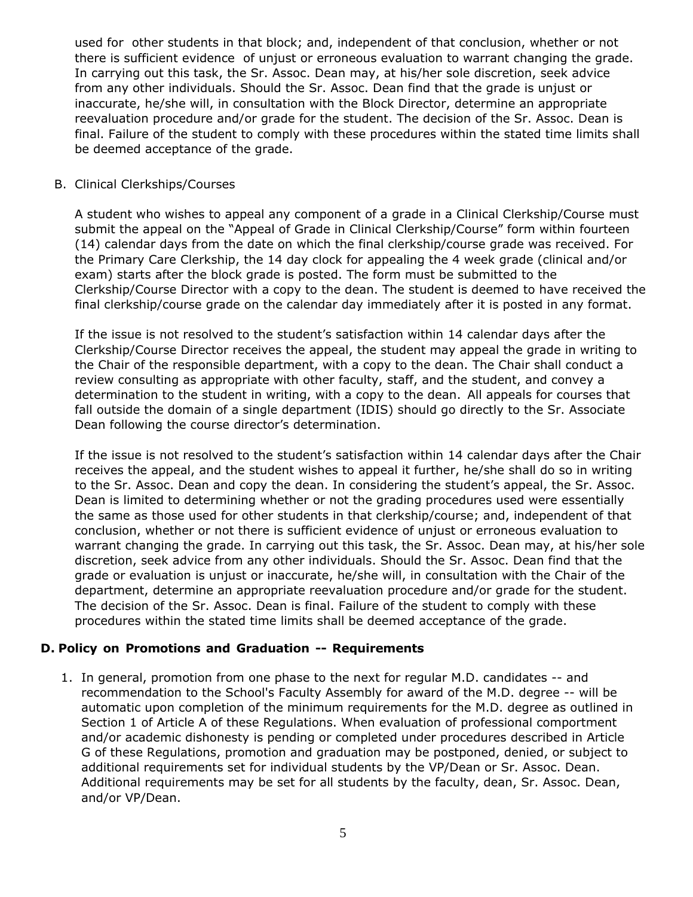used for other students in that block; and, independent of that conclusion, whether or not there is sufficient evidence of unjust or erroneous evaluation to warrant changing the grade. In carrying out this task, the Sr. Assoc. Dean may, at his/her sole discretion, seek advice from any other individuals. Should the Sr. Assoc. Dean find that the grade is unjust or inaccurate, he/she will, in consultation with the Block Director, determine an appropriate reevaluation procedure and/or grade for the student. The decision of the Sr. Assoc. Dean is final. Failure of the student to comply with these procedures within the stated time limits shall be deemed acceptance of the grade.

B. Clinical Clerkships/Courses

A student who wishes to appeal any component of a grade in a Clinical Clerkship/Course must submit the appeal on the "Appeal of Grade in Clinical Clerkship/Course" form within fourteen (14) calendar days from the date on which the final clerkship/course grade was received. For the Primary Care Clerkship, the 14 day clock for appealing the 4 week grade (clinical and/or exam) starts after the block grade is posted. The form must be submitted to the Clerkship/Course Director with a copy to the dean. The student is deemed to have received the final clerkship/course grade on the calendar day immediately after it is posted in any format.

If the issue is not resolved to the student's satisfaction within 14 calendar days after the Clerkship/Course Director receives the appeal, the student may appeal the grade in writing to the Chair of the responsible department, with a copy to the dean. The Chair shall conduct a review consulting as appropriate with other faculty, staff, and the student, and convey a determination to the student in writing, with a copy to the dean. All appeals for courses that fall outside the domain of a single department (IDIS) should go directly to the Sr. Associate Dean following the course director's determination.

If the issue is not resolved to the student's satisfaction within 14 calendar days after the Chair receives the appeal, and the student wishes to appeal it further, he/she shall do so in writing to the Sr. Assoc. Dean and copy the dean. In considering the student's appeal, the Sr. Assoc. Dean is limited to determining whether or not the grading procedures used were essentially the same as those used for other students in that clerkship/course; and, independent of that conclusion, whether or not there is sufficient evidence of unjust or erroneous evaluation to warrant changing the grade. In carrying out this task, the Sr. Assoc. Dean may, at his/her sole discretion, seek advice from any other individuals. Should the Sr. Assoc. Dean find that the grade or evaluation is unjust or inaccurate, he/she will, in consultation with the Chair of the department, determine an appropriate reevaluation procedure and/or grade for the student. The decision of the Sr. Assoc. Dean is final. Failure of the student to comply with these procedures within the stated time limits shall be deemed acceptance of the grade.

**D. Policy on Promotions and Graduation -- Requirements**

1. In general, promotion from one phase to the next for regular M.D. candidates -- and recommendation to the School's Faculty Assembly for award of the M.D. degree -- will be automatic upon completion of the minimum requirements for the M.D. degree as outlined in Section 1 of Article A of these Regulations. When evaluation of professional comportment and/or academic dishonesty is pending or completed under procedures described in Article G of these Regulations, promotion and graduation may be postponed, denied, or subject to additional requirements set for individual students by the VP/Dean or Sr. Assoc. Dean. Additional requirements may be set for all students by the faculty, dean, Sr. Assoc. Dean, and/or VP/Dean.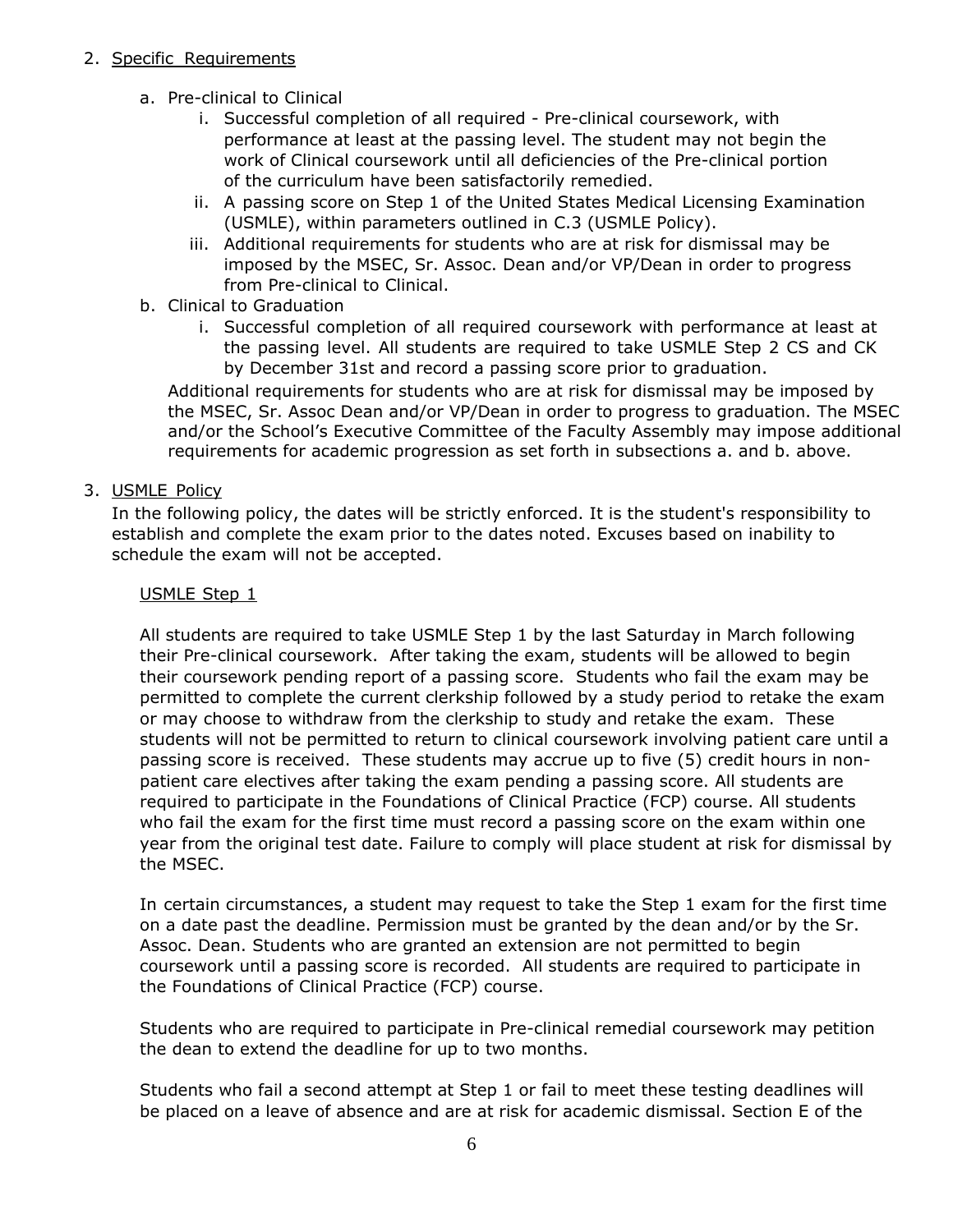2. Specific Requirements

   a. Pre-clinical to Clinical

      i. Successful completion of all required - Pre-clinical coursework, with performance at least at the passing level. The student may not begin the work of Clinical coursework until all deficiencies of the Pre-clinical portion of the curriculum have been satisfactorily remedied.

      ii. A passing score on Step 1 of the United States Medical Licensing Examination (USMLE), within parameters outlined in C.3 (USMLE Policy).

      iii. Additional requirements for students who are at risk for dismissal may be imposed by the MSEC, Sr. Assoc. Dean and/or VP/Dean in order to progress from Pre-clinical to Clinical.

   b. Clinical to Graduation

      i. Successful completion of all required coursework with performance at least at the passing level. All students are required to take USMLE Step 2 CS and CK by December 31st and record a passing score prior to graduation.

   Additional requirements for students who are at risk for dismissal may be imposed by the MSEC, Sr. Assoc Dean and/or VP/Dean in order to progress to graduation. The MSEC and/or the School's Executive Committee of the Faculty Assembly may impose additional requirements for academic progression as set forth in subsections a. and b. above.

3. USMLE Policy

   In the following policy, the dates will be strictly enforced. It is the student's responsibility to establish and complete the exam prior to the dates noted. Excuses based on inability to schedule the exam will not be accepted.

   USMLE Step 1

   All students are required to take USMLE Step 1 by the last Saturday in March following their Pre-clinical coursework. After taking the exam, students will be allowed to begin their coursework pending report of a passing score. Students who fail the exam may be permitted to complete the current clerkship followed by a study period to retake the exam or may choose to withdraw from the clerkship to study and retake the exam. These students will not be permitted to return to clinical coursework involving patient care until a passing score is received. These students may accrue up to five (5) credit hours in non-patient care electives after taking the exam pending a passing score. All students are required to participate in the Foundations of Clinical Practice (FCP) course. All students who fail the exam for the first time must record a passing score on the exam within one year from the original test date. Failure to comply will place student at risk for dismissal by the MSEC.

   In certain circumstances, a student may request to take the Step 1 exam for the first time on a date past the deadline. Permission must be granted by the dean and/or by the Sr. Assoc. Dean. Students who are granted an extension are not permitted to begin coursework until a passing score is recorded. All students are required to participate in the Foundations of Clinical Practice (FCP) course.

   Students who are required to participate in Pre-clinical remedial coursework may petition the dean to extend the deadline for up to two months.

   Students who fail a second attempt at Step 1 or fail to meet these testing deadlines will be placed on a leave of absence and are at risk for academic dismissal. Section E of the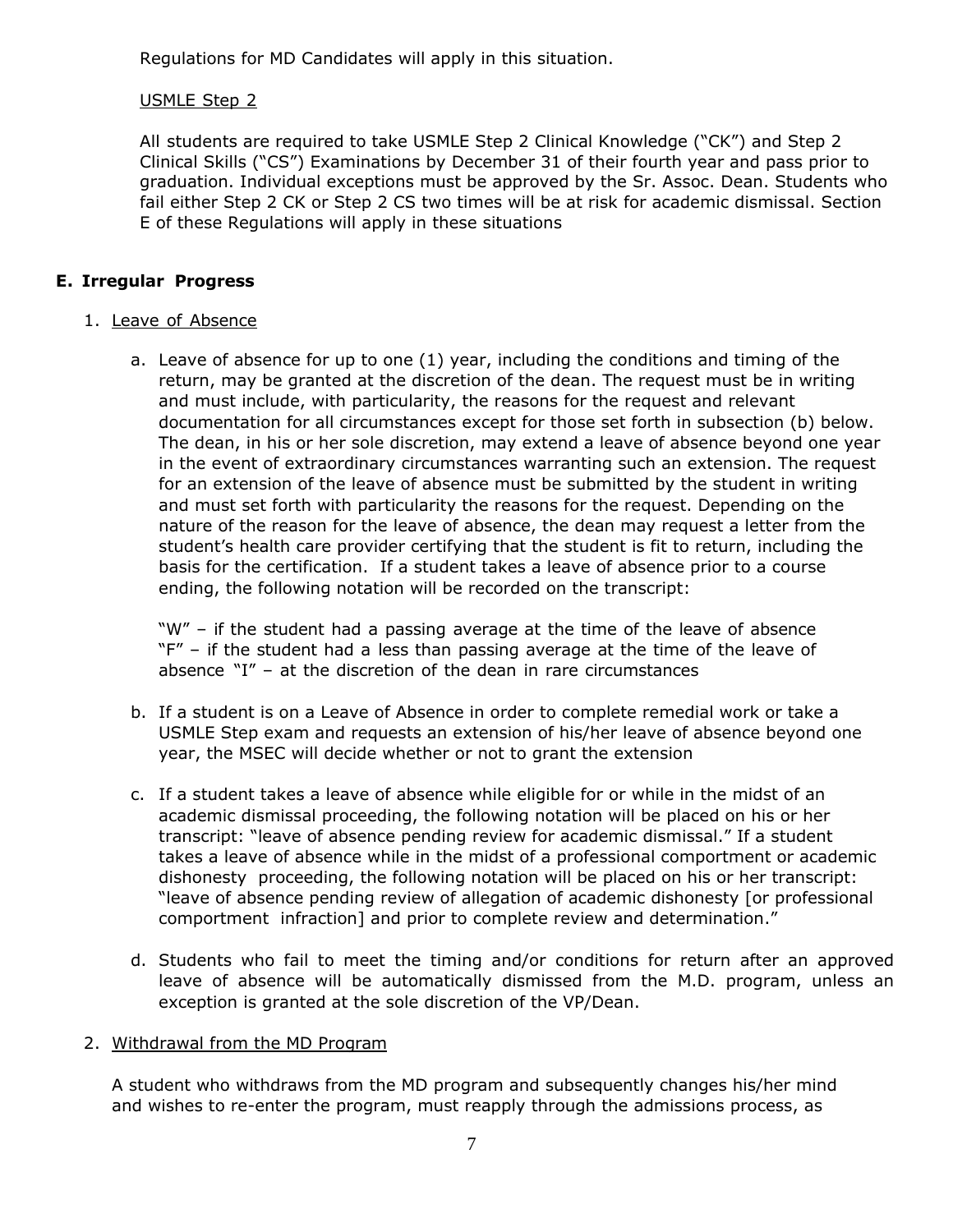Regulations for MD Candidates will apply in this situation.

USMLE Step 2

All students are required to take USMLE Step 2 Clinical Knowledge ("CK") and Step 2 Clinical Skills ("CS") Examinations by December 31 of their fourth year and pass prior to graduation. Individual exceptions must be approved by the Sr. Assoc. Dean. Students who fail either Step 2 CK or Step 2 CS two times will be at risk for academic dismissal. Section E of these Regulations will apply in these situations

## E. Irregular Progress

1. Leave of Absence

   a. Leave of absence for up to one (1) year, including the conditions and timing of the return, may be granted at the discretion of the dean. The request must be in writing and must include, with particularity, the reasons for the request and relevant documentation for all circumstances except for those set forth in subsection (b) below. The dean, in his or her sole discretion, may extend a leave of absence beyond one year in the event of extraordinary circumstances warranting such an extension. The request for an extension of the leave of absence must be submitted by the student in writing and must set forth with particularity the reasons for the request. Depending on the nature of the reason for the leave of absence, the dean may request a letter from the student's health care provider certifying that the student is fit to return, including the basis for the certification. If a student takes a leave of absence prior to a course ending, the following notation will be recorded on the transcript:

      "W" – if the student had a passing average at the time of the leave of absence
      "F" – if the student had a less than passing average at the time of the leave of absence "I" – at the discretion of the dean in rare circumstances

   b. If a student is on a Leave of Absence in order to complete remedial work or take a USMLE Step exam and requests an extension of his/her leave of absence beyond one year, the MSEC will decide whether or not to grant the extension

   c. If a student takes a leave of absence while eligible for or while in the midst of an academic dismissal proceeding, the following notation will be placed on his or her transcript: "leave of absence pending review for academic dismissal." If a student takes a leave of absence while in the midst of a professional comportment or academic dishonesty proceeding, the following notation will be placed on his or her transcript: "leave of absence pending review of allegation of academic dishonesty [or professional comportment infraction] and prior to complete review and determination."

   d. Students who fail to meet the timing and/or conditions for return after an approved leave of absence will be automatically dismissed from the M.D. program, unless an exception is granted at the sole discretion of the VP/Dean.

2. Withdrawal from the MD Program

   A student who withdraws from the MD program and subsequently changes his/her mind and wishes to re-enter the program, must reapply through the admissions process, as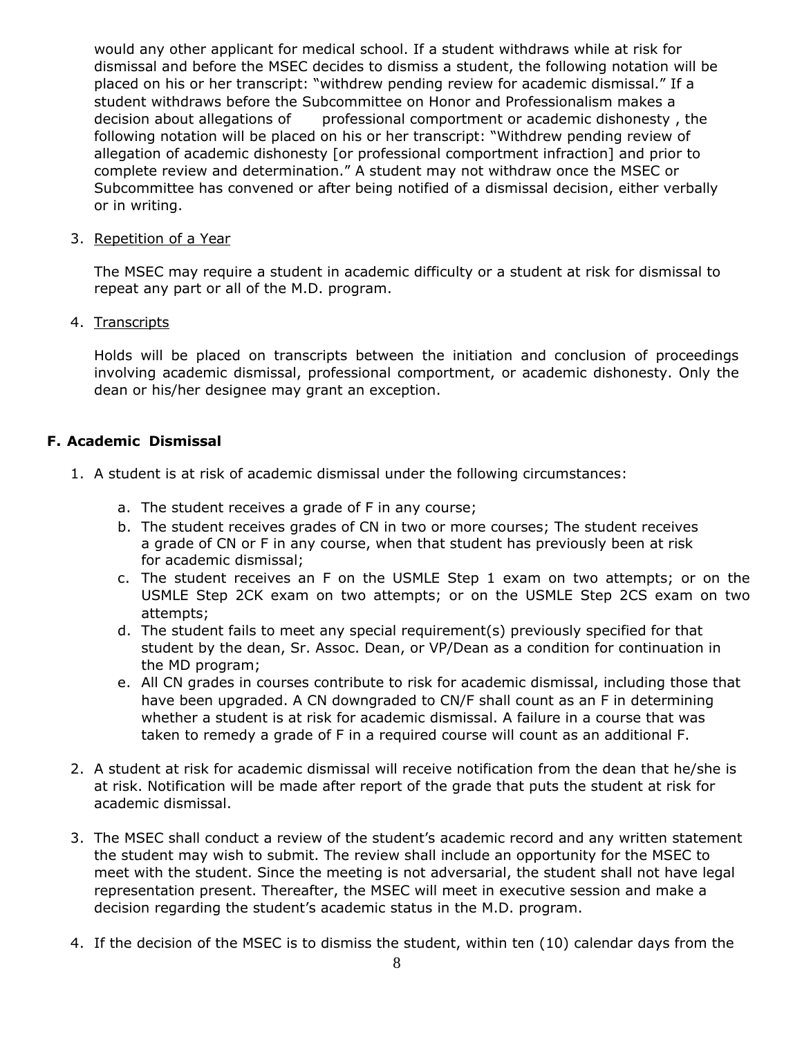would any other applicant for medical school. If a student withdraws while at risk for dismissal and before the MSEC decides to dismiss a student, the following notation will be placed on his or her transcript: "withdrew pending review for academic dismissal." If a student withdraws before the Subcommittee on Honor and Professionalism makes a decision about allegations of professional comportment or academic dishonesty , the following notation will be placed on his or her transcript: "Withdrew pending review of allegation of academic dishonesty [or professional comportment infraction] and prior to complete review and determination." A student may not withdraw once the MSEC or Subcommittee has convened or after being notified of a dismissal decision, either verbally or in writing.

3. <u>Repetition of a Year</u>

   The MSEC may require a student in academic difficulty or a student at risk for dismissal to repeat any part or all of the M.D. program.

4. <u>Transcripts</u>

   Holds will be placed on transcripts between the initiation and conclusion of proceedings involving academic dismissal, professional comportment, or academic dishonesty. Only the dean or his/her designee may grant an exception.

### F. Academic Dismissal

1. A student is at risk of academic dismissal under the following circumstances:

   a. The student receives a grade of F in any course;
   b. The student receives grades of CN in two or more courses; The student receives a grade of CN or F in any course, when that student has previously been at risk for academic dismissal;
   c. The student receives an F on the USMLE Step 1 exam on two attempts; or on the USMLE Step 2CK exam on two attempts; or on the USMLE Step 2CS exam on two attempts;
   d. The student fails to meet any special requirement(s) previously specified for that student by the dean, Sr. Assoc. Dean, or VP/Dean as a condition for continuation in the MD program;
   e. All CN grades in courses contribute to risk for academic dismissal, including those that have been upgraded. A CN downgraded to CN/F shall count as an F in determining whether a student is at risk for academic dismissal. A failure in a course that was taken to remedy a grade of F in a required course will count as an additional F.

2. A student at risk for academic dismissal will receive notification from the dean that he/she is at risk. Notification will be made after report of the grade that puts the student at risk for academic dismissal.

3. The MSEC shall conduct a review of the student's academic record and any written statement the student may wish to submit. The review shall include an opportunity for the MSEC to meet with the student. Since the meeting is not adversarial, the student shall not have legal representation present. Thereafter, the MSEC will meet in executive session and make a decision regarding the student's academic status in the M.D. program.

4. If the decision of the MSEC is to dismiss the student, within ten (10) calendar days from the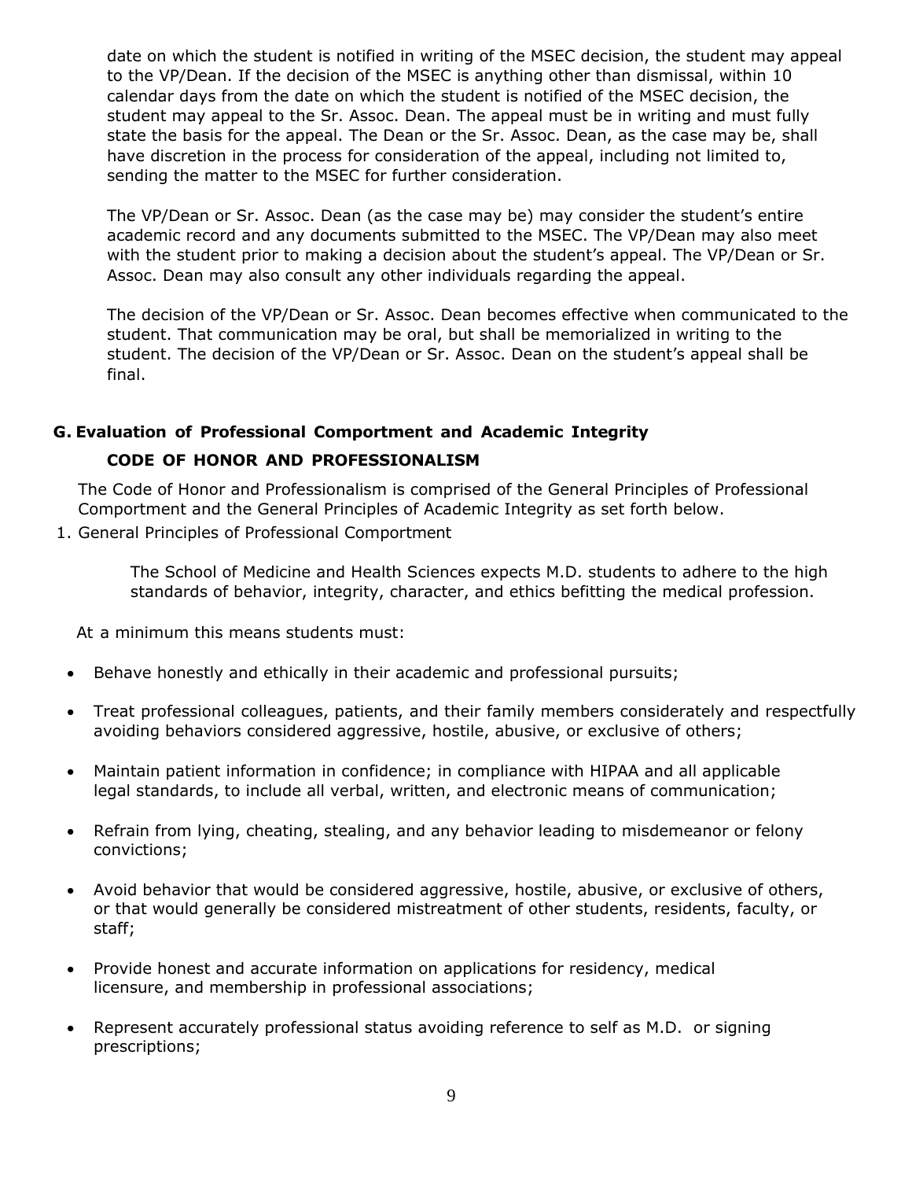date on which the student is notified in writing of the MSEC decision, the student may appeal to the VP/Dean. If the decision of the MSEC is anything other than dismissal, within 10 calendar days from the date on which the student is notified of the MSEC decision, the student may appeal to the Sr. Assoc. Dean. The appeal must be in writing and must fully state the basis for the appeal. The Dean or the Sr. Assoc. Dean, as the case may be, shall have discretion in the process for consideration of the appeal, including not limited to, sending the matter to the MSEC for further consideration.

The VP/Dean or Sr. Assoc. Dean (as the case may be) may consider the student's entire academic record and any documents submitted to the MSEC. The VP/Dean may also meet with the student prior to making a decision about the student's appeal. The VP/Dean or Sr. Assoc. Dean may also consult any other individuals regarding the appeal.

The decision of the VP/Dean or Sr. Assoc. Dean becomes effective when communicated to the student. That communication may be oral, but shall be memorialized in writing to the student. The decision of the VP/Dean or Sr. Assoc. Dean on the student's appeal shall be final.

## G. Evaluation of Professional Comportment and Academic Integrity

### CODE OF HONOR AND PROFESSIONALISM

The Code of Honor and Professionalism is comprised of the General Principles of Professional Comportment and the General Principles of Academic Integrity as set forth below.

1. General Principles of Professional Comportment

The School of Medicine and Health Sciences expects M.D. students to adhere to the high standards of behavior, integrity, character, and ethics befitting the medical profession.

At a minimum this means students must:

- Behave honestly and ethically in their academic and professional pursuits;
- Treat professional colleagues, patients, and their family members considerately and respectfully avoiding behaviors considered aggressive, hostile, abusive, or exclusive of others;
- Maintain patient information in confidence; in compliance with HIPAA and all applicable legal standards, to include all verbal, written, and electronic means of communication;
- Refrain from lying, cheating, stealing, and any behavior leading to misdemeanor or felony convictions;
- Avoid behavior that would be considered aggressive, hostile, abusive, or exclusive of others, or that would generally be considered mistreatment of other students, residents, faculty, or staff;
- Provide honest and accurate information on applications for residency, medical licensure, and membership in professional associations;
- Represent accurately professional status avoiding reference to self as M.D. or signing prescriptions;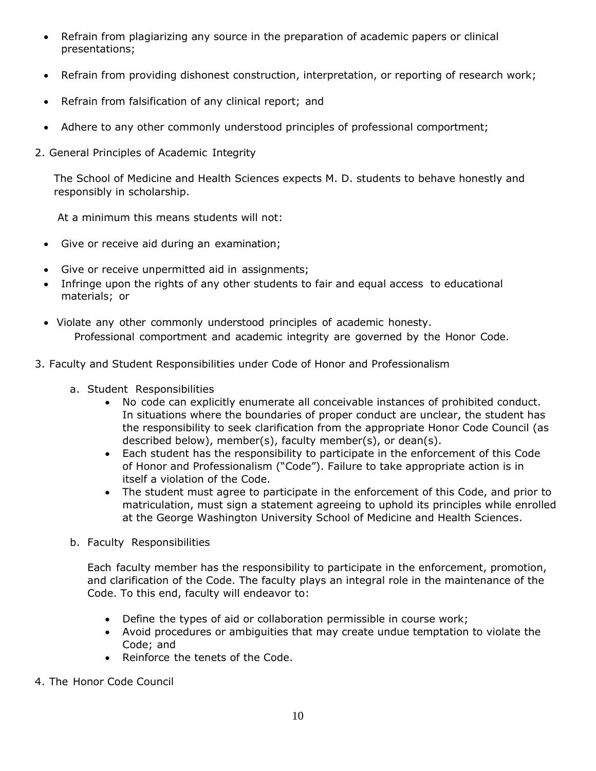- Refrain from plagiarizing any source in the preparation of academic papers or clinical presentations;
- Refrain from providing dishonest construction, interpretation, or reporting of research work;
- Refrain from falsification of any clinical report; and
- Adhere to any other commonly understood principles of professional comportment;

2. General Principles of Academic Integrity

The School of Medicine and Health Sciences expects M. D. students to behave honestly and responsibly in scholarship.

At a minimum this means students will not:

- Give or receive aid during an examination;
- Give or receive unpermitted aid in assignments;
- Infringe upon the rights of any other students to fair and equal access to educational materials; or
- Violate any other commonly understood principles of academic honesty.

Professional comportment and academic integrity are governed by the Honor Code.

3. Faculty and Student Responsibilities under Code of Honor and Professionalism

   a. Student Responsibilities

      - No code can explicitly enumerate all conceivable instances of prohibited conduct. In situations where the boundaries of proper conduct are unclear, the student has the responsibility to seek clarification from the appropriate Honor Code Council (as described below), member(s), faculty member(s), or dean(s).
      - Each student has the responsibility to participate in the enforcement of this Code of Honor and Professionalism ("Code"). Failure to take appropriate action is in itself a violation of the Code.
      - The student must agree to participate in the enforcement of this Code, and prior to matriculation, must sign a statement agreeing to uphold its principles while enrolled at the George Washington University School of Medicine and Health Sciences.

   b. Faculty Responsibilities

      Each faculty member has the responsibility to participate in the enforcement, promotion, and clarification of the Code. The faculty plays an integral role in the maintenance of the Code. To this end, faculty will endeavor to:

      - Define the types of aid or collaboration permissible in course work;
      - Avoid procedures or ambiguities that may create undue temptation to violate the Code; and
      - Reinforce the tenets of the Code.

4. The Honor Code Council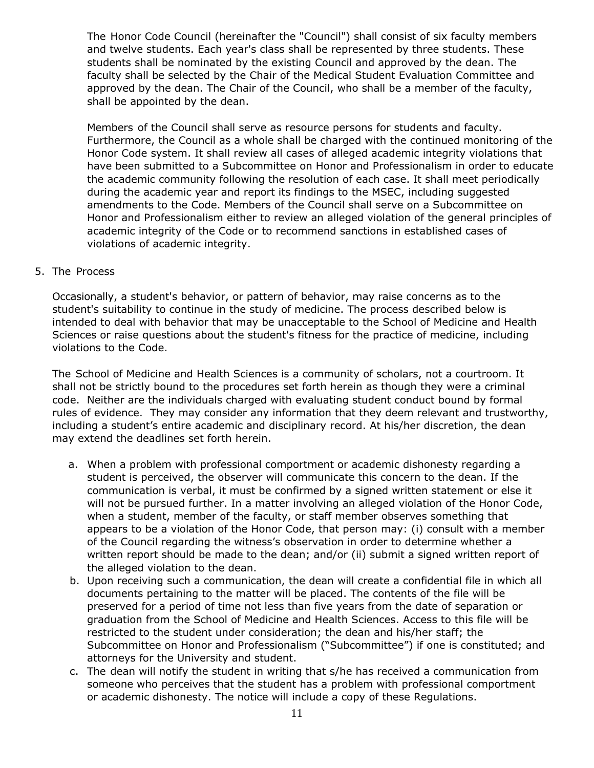The Honor Code Council (hereinafter the "Council") shall consist of six faculty members and twelve students. Each year's class shall be represented by three students. These students shall be nominated by the existing Council and approved by the dean. The faculty shall be selected by the Chair of the Medical Student Evaluation Committee and approved by the dean. The Chair of the Council, who shall be a member of the faculty, shall be appointed by the dean.

Members of the Council shall serve as resource persons for students and faculty. Furthermore, the Council as a whole shall be charged with the continued monitoring of the Honor Code system. It shall review all cases of alleged academic integrity violations that have been submitted to a Subcommittee on Honor and Professionalism in order to educate the academic community following the resolution of each case. It shall meet periodically during the academic year and report its findings to the MSEC, including suggested amendments to the Code. Members of the Council shall serve on a Subcommittee on Honor and Professionalism either to review an alleged violation of the general principles of academic integrity of the Code or to recommend sanctions in established cases of violations of academic integrity.

5. The Process

Occasionally, a student's behavior, or pattern of behavior, may raise concerns as to the student's suitability to continue in the study of medicine. The process described below is intended to deal with behavior that may be unacceptable to the School of Medicine and Health Sciences or raise questions about the student's fitness for the practice of medicine, including violations to the Code.

The School of Medicine and Health Sciences is a community of scholars, not a courtroom. It shall not be strictly bound to the procedures set forth herein as though they were a criminal code. Neither are the individuals charged with evaluating student conduct bound by formal rules of evidence. They may consider any information that they deem relevant and trustworthy, including a student's entire academic and disciplinary record. At his/her discretion, the dean may extend the deadlines set forth herein.

a. When a problem with professional comportment or academic dishonesty regarding a student is perceived, the observer will communicate this concern to the dean. If the communication is verbal, it must be confirmed by a signed written statement or else it will not be pursued further. In a matter involving an alleged violation of the Honor Code, when a student, member of the faculty, or staff member observes something that appears to be a violation of the Honor Code, that person may: (i) consult with a member of the Council regarding the witness's observation in order to determine whether a written report should be made to the dean; and/or (ii) submit a signed written report of the alleged violation to the dean.
b. Upon receiving such a communication, the dean will create a confidential file in which all documents pertaining to the matter will be placed. The contents of the file will be preserved for a period of time not less than five years from the date of separation or graduation from the School of Medicine and Health Sciences. Access to this file will be restricted to the student under consideration; the dean and his/her staff; the Subcommittee on Honor and Professionalism ("Subcommittee") if one is constituted; and attorneys for the University and student.
c. The dean will notify the student in writing that s/he has received a communication from someone who perceives that the student has a problem with professional comportment or academic dishonesty. The notice will include a copy of these Regulations.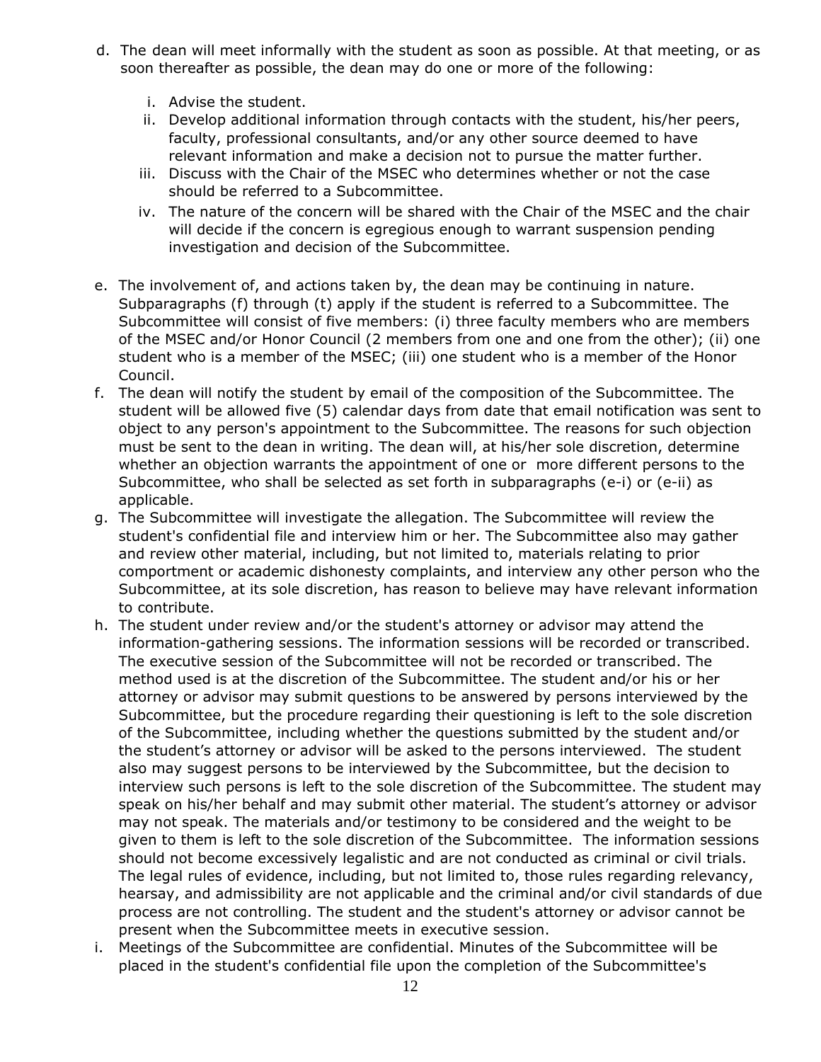d. The dean will meet informally with the student as soon as possible. At that meeting, or as soon thereafter as possible, the dean may do one or more of the following:

   i. Advise the student.
   ii. Develop additional information through contacts with the student, his/her peers, faculty, professional consultants, and/or any other source deemed to have relevant information and make a decision not to pursue the matter further.
   iii. Discuss with the Chair of the MSEC who determines whether or not the case should be referred to a Subcommittee.
   iv. The nature of the concern will be shared with the Chair of the MSEC and the chair will decide if the concern is egregious enough to warrant suspension pending investigation and decision of the Subcommittee.

e. The involvement of, and actions taken by, the dean may be continuing in nature. Subparagraphs (f) through (t) apply if the student is referred to a Subcommittee. The Subcommittee will consist of five members: (i) three faculty members who are members of the MSEC and/or Honor Council (2 members from one and one from the other); (ii) one student who is a member of the MSEC; (iii) one student who is a member of the Honor Council.

f. The dean will notify the student by email of the composition of the Subcommittee. The student will be allowed five (5) calendar days from date that email notification was sent to object to any person's appointment to the Subcommittee. The reasons for such objection must be sent to the dean in writing. The dean will, at his/her sole discretion, determine whether an objection warrants the appointment of one or more different persons to the Subcommittee, who shall be selected as set forth in subparagraphs (e-i) or (e-ii) as applicable.

g. The Subcommittee will investigate the allegation. The Subcommittee will review the student's confidential file and interview him or her. The Subcommittee also may gather and review other material, including, but not limited to, materials relating to prior comportment or academic dishonesty complaints, and interview any other person who the Subcommittee, at its sole discretion, has reason to believe may have relevant information to contribute.

h. The student under review and/or the student's attorney or advisor may attend the information-gathering sessions. The information sessions will be recorded or transcribed. The executive session of the Subcommittee will not be recorded or transcribed. The method used is at the discretion of the Subcommittee. The student and/or his or her attorney or advisor may submit questions to be answered by persons interviewed by the Subcommittee, but the procedure regarding their questioning is left to the sole discretion of the Subcommittee, including whether the questions submitted by the student and/or the student's attorney or advisor will be asked to the persons interviewed. The student also may suggest persons to be interviewed by the Subcommittee, but the decision to interview such persons is left to the sole discretion of the Subcommittee. The student may speak on his/her behalf and may submit other material. The student's attorney or advisor may not speak. The materials and/or testimony to be considered and the weight to be given to them is left to the sole discretion of the Subcommittee. The information sessions should not become excessively legalistic and are not conducted as criminal or civil trials. The legal rules of evidence, including, but not limited to, those rules regarding relevancy, hearsay, and admissibility are not applicable and the criminal and/or civil standards of due process are not controlling. The student and the student's attorney or advisor cannot be present when the Subcommittee meets in executive session.

i. Meetings of the Subcommittee are confidential. Minutes of the Subcommittee will be placed in the student's confidential file upon the completion of the Subcommittee's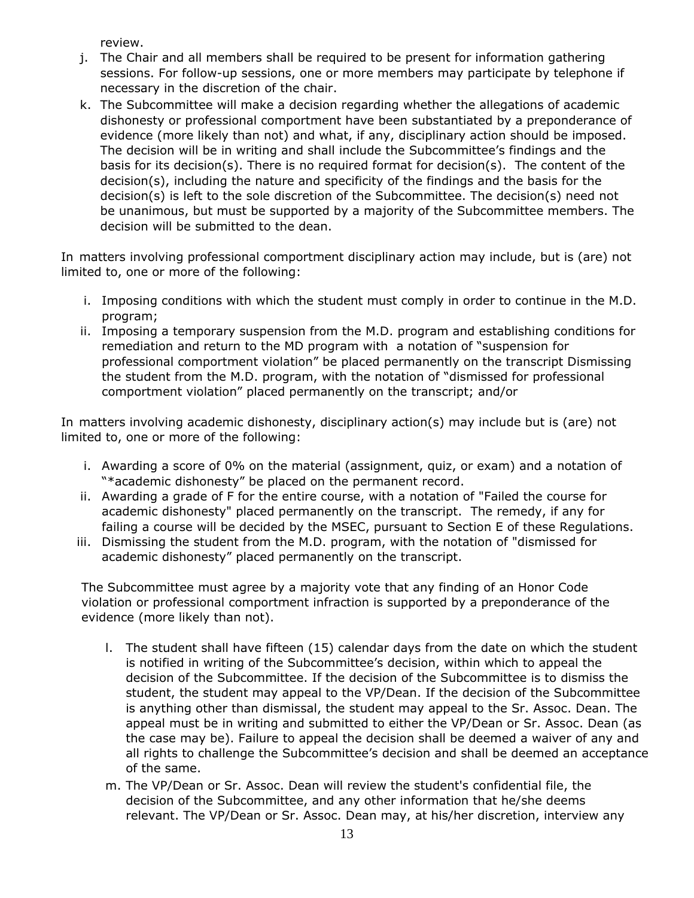review.

j. The Chair and all members shall be required to be present for information gathering sessions. For follow-up sessions, one or more members may participate by telephone if necessary in the discretion of the chair.
k. The Subcommittee will make a decision regarding whether the allegations of academic dishonesty or professional comportment have been substantiated by a preponderance of evidence (more likely than not) and what, if any, disciplinary action should be imposed. The decision will be in writing and shall include the Subcommittee's findings and the basis for its decision(s). There is no required format for decision(s). The content of the decision(s), including the nature and specificity of the findings and the basis for the decision(s) is left to the sole discretion of the Subcommittee. The decision(s) need not be unanimous, but must be supported by a majority of the Subcommittee members. The decision will be submitted to the dean.

In matters involving professional comportment disciplinary action may include, but is (are) not limited to, one or more of the following:

i. Imposing conditions with which the student must comply in order to continue in the M.D. program;
ii. Imposing a temporary suspension from the M.D. program and establishing conditions for remediation and return to the MD program with a notation of "suspension for professional comportment violation" be placed permanently on the transcript Dismissing the student from the M.D. program, with the notation of "dismissed for professional comportment violation" placed permanently on the transcript; and/or

In matters involving academic dishonesty, disciplinary action(s) may include but is (are) not limited to, one or more of the following:

i. Awarding a score of 0% on the material (assignment, quiz, or exam) and a notation of "*academic dishonesty" be placed on the permanent record.
ii. Awarding a grade of F for the entire course, with a notation of "Failed the course for academic dishonesty" placed permanently on the transcript. The remedy, if any for failing a course will be decided by the MSEC, pursuant to Section E of these Regulations.
iii. Dismissing the student from the M.D. program, with the notation of "dismissed for academic dishonesty" placed permanently on the transcript.

The Subcommittee must agree by a majority vote that any finding of an Honor Code violation or professional comportment infraction is supported by a preponderance of the evidence (more likely than not).

l. The student shall have fifteen (15) calendar days from the date on which the student is notified in writing of the Subcommittee's decision, within which to appeal the decision of the Subcommittee. If the decision of the Subcommittee is to dismiss the student, the student may appeal to the VP/Dean. If the decision of the Subcommittee is anything other than dismissal, the student may appeal to the Sr. Assoc. Dean. The appeal must be in writing and submitted to either the VP/Dean or Sr. Assoc. Dean (as the case may be). Failure to appeal the decision shall be deemed a waiver of any and all rights to challenge the Subcommittee's decision and shall be deemed an acceptance of the same.
m. The VP/Dean or Sr. Assoc. Dean will review the student's confidential file, the decision of the Subcommittee, and any other information that he/she deems relevant. The VP/Dean or Sr. Assoc. Dean may, at his/her discretion, interview any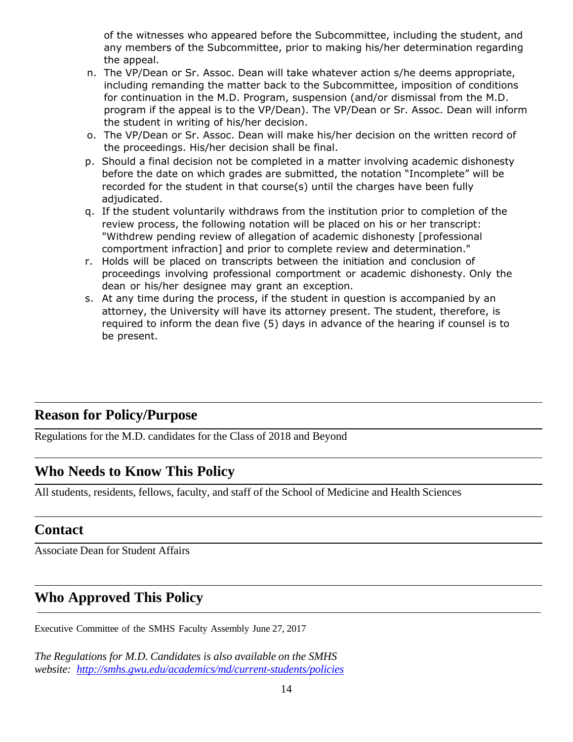of the witnesses who appeared before the Subcommittee, including the student, and any members of the Subcommittee, prior to making his/her determination regarding the appeal.

n. The VP/Dean or Sr. Assoc. Dean will take whatever action s/he deems appropriate, including remanding the matter back to the Subcommittee, imposition of conditions for continuation in the M.D. Program, suspension (and/or dismissal from the M.D. program if the appeal is to the VP/Dean). The VP/Dean or Sr. Assoc. Dean will inform the student in writing of his/her decision.
o. The VP/Dean or Sr. Assoc. Dean will make his/her decision on the written record of the proceedings. His/her decision shall be final.
p. Should a final decision not be completed in a matter involving academic dishonesty before the date on which grades are submitted, the notation "Incomplete" will be recorded for the student in that course(s) until the charges have been fully adjudicated.
q. If the student voluntarily withdraws from the institution prior to completion of the review process, the following notation will be placed on his or her transcript: "Withdrew pending review of allegation of academic dishonesty [professional comportment infraction] and prior to complete review and determination."
r. Holds will be placed on transcripts between the initiation and conclusion of proceedings involving professional comportment or academic dishonesty. Only the dean or his/her designee may grant an exception.
s. At any time during the process, if the student in question is accompanied by an attorney, the University will have its attorney present. The student, therefore, is required to inform the dean five (5) days in advance of the hearing if counsel is to be present.

## Reason for Policy/Purpose

Regulations for the M.D. candidates for the Class of 2018 and Beyond

## Who Needs to Know This Policy

All students, residents, fellows, faculty, and staff of the School of Medicine and Health Sciences

## Contact

Associate Dean for Student Affairs

## Who Approved This Policy

Executive Committee of the SMHS Faculty Assembly June 27, 2017

*The Regulations for M.D. Candidates is also available on the SMHS website: [http://smhs.gwu.edu/academics/md/current-students/policies](http://smhs.gwu.edu/academics/md/current-students/policies)*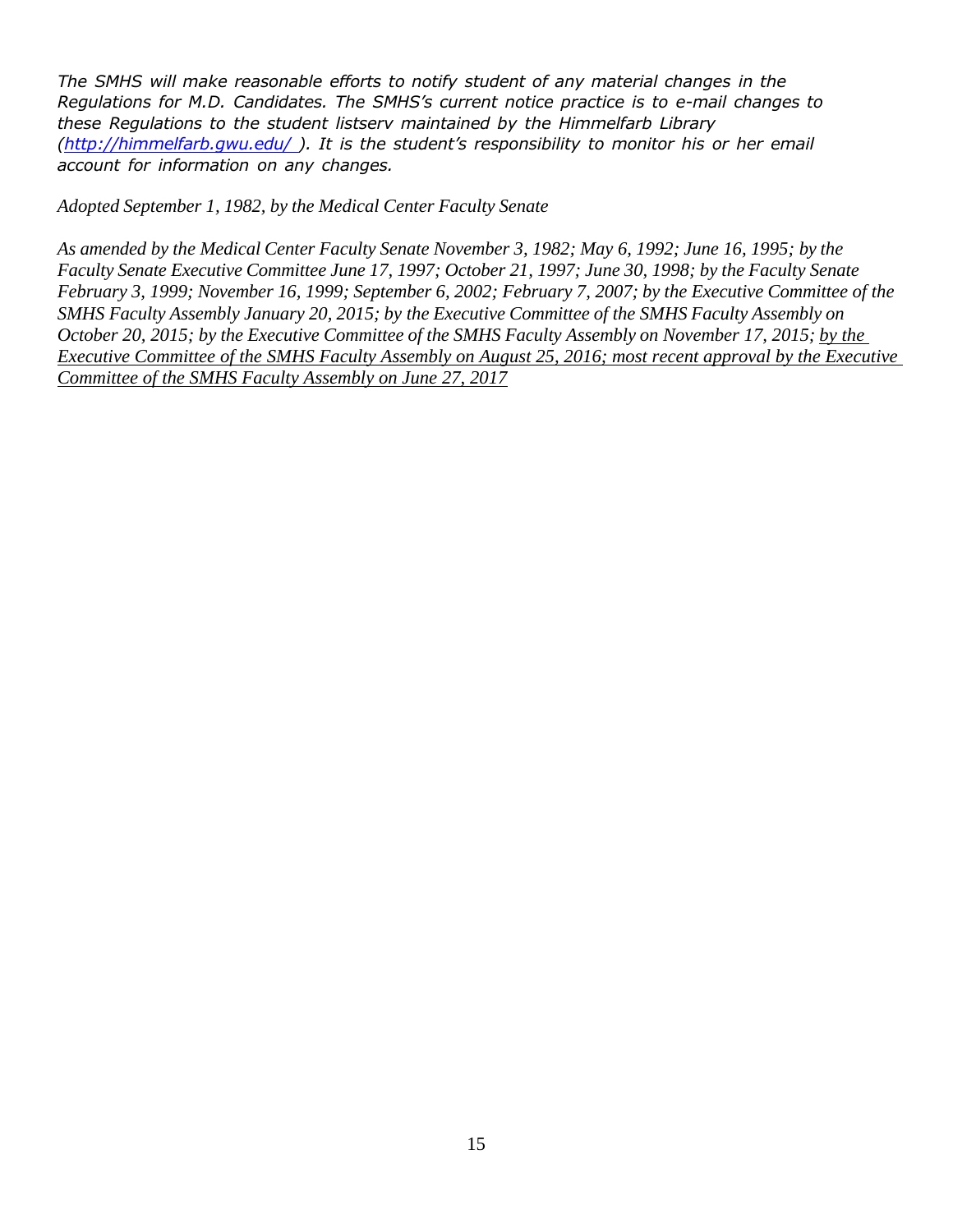*The SMHS will make reasonable efforts to notify student of any material changes in the Regulations for M.D. Candidates. The SMHS's current notice practice is to e-mail changes to these Regulations to the student listserv maintained by the Himmelfarb Library ([http://himmelfarb.gwu.edu/](http://himmelfarb.gwu.edu/) ). It is the student's responsibility to monitor his or her email account for information on any changes.*

*Adopted September 1, 1982, by the Medical Center Faculty Senate*

*As amended by the Medical Center Faculty Senate November 3, 1982; May 6, 1992; June 16, 1995; by the Faculty Senate Executive Committee June 17, 1997; October 21, 1997; June 30, 1998; by the Faculty Senate February 3, 1999; November 16, 1999; September 6, 2002; February 7, 2007; by the Executive Committee of the SMHS Faculty Assembly January 20, 2015; by the Executive Committee of the SMHS Faculty Assembly on October 20, 2015; by the Executive Committee of the SMHS Faculty Assembly on November 17, 2015; <u>by the Executive Committee of the SMHS Faculty Assembly on August 25, 2016; most recent approval by the Executive Committee of the SMHS Faculty Assembly on June 27, 2017</u>*